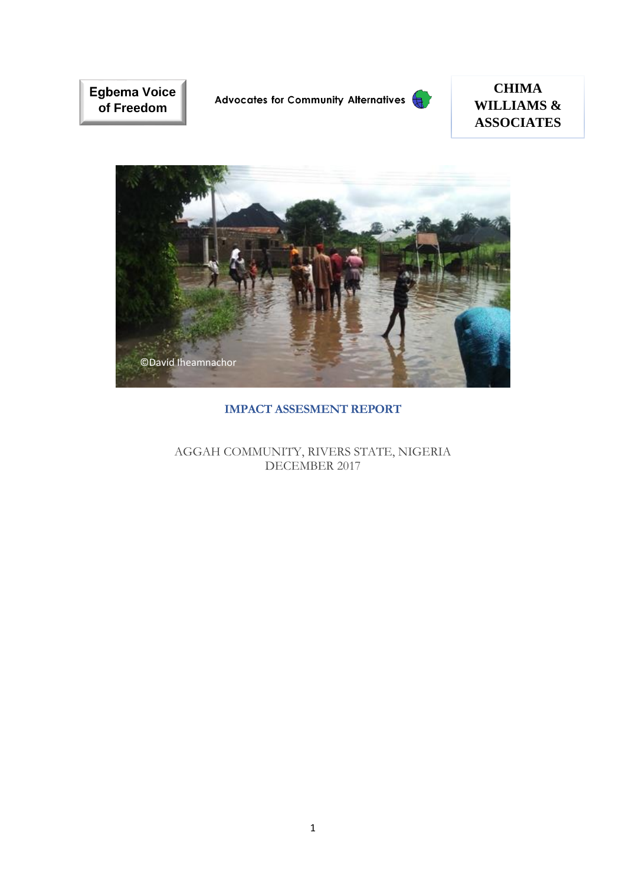Egbema Voice of Freedom

Advocates for Community Alternatives

**CHIMA WILLIAMS & ASSOCIATES**

©David Iheamnachor

# IMPACT ASSESMENT REPORT

AGGAH COMMUNITY, RIVERS STATE, NIGERIA
DECEMBER 2017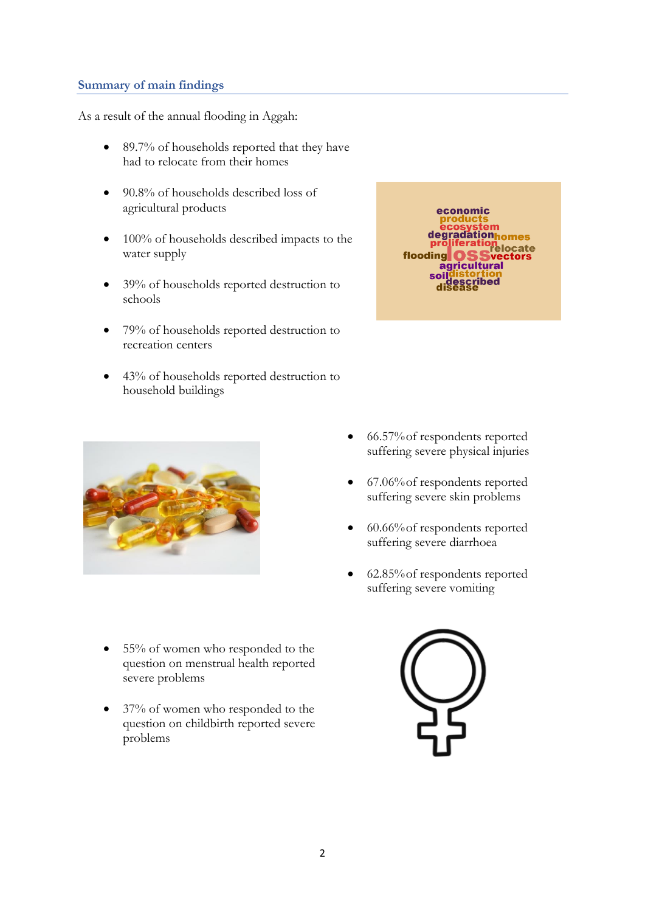## Summary of main findings

As a result of the annual flooding in Aggah:

- 89.7% of households reported that they have had to relocate from their homes
- 90.8% of households described loss of agricultural products
- 100% of households described impacts to the water supply
- 39% of households reported destruction to schools
- 79% of households reported destruction to recreation centers
- 43% of households reported destruction to household buildings

- 66.57%of respondents reported suffering severe physical injuries
- 67.06%of respondents reported suffering severe skin problems
- 60.66%of respondents reported suffering severe diarrhoea
- 62.85%of respondents reported suffering severe vomiting

- 55% of women who responded to the question on menstrual health reported severe problems
- 37% of women who responded to the question on childbirth reported severe problems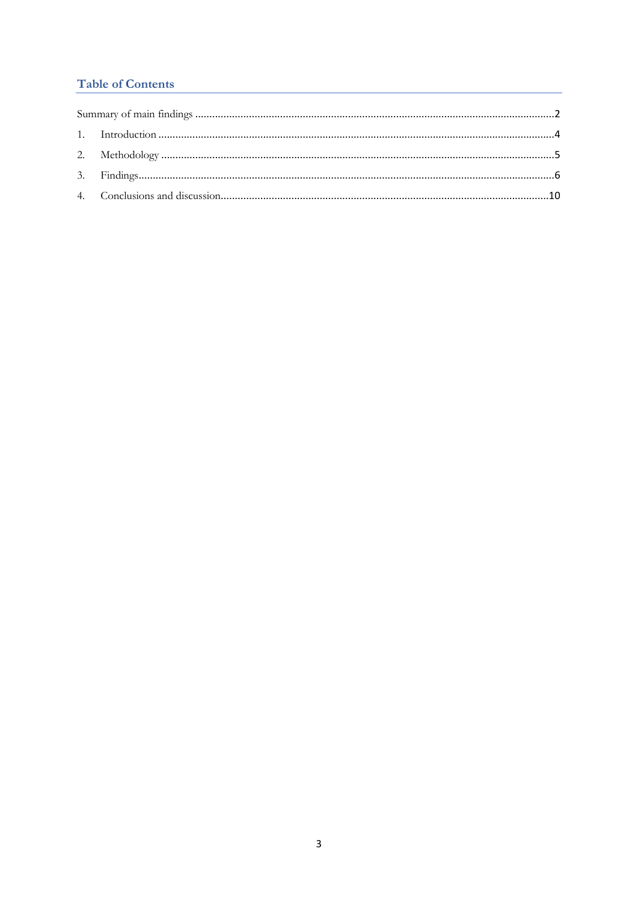## Table of Contents

Summary of main findings ............................................................................................................................2

1. Introduction ..........................................................................................................................................4
2. Methodology ........................................................................................................................................5
3. Findings.................................................................................................................................................6
4. Conclusions and discussion...................................................................................................................10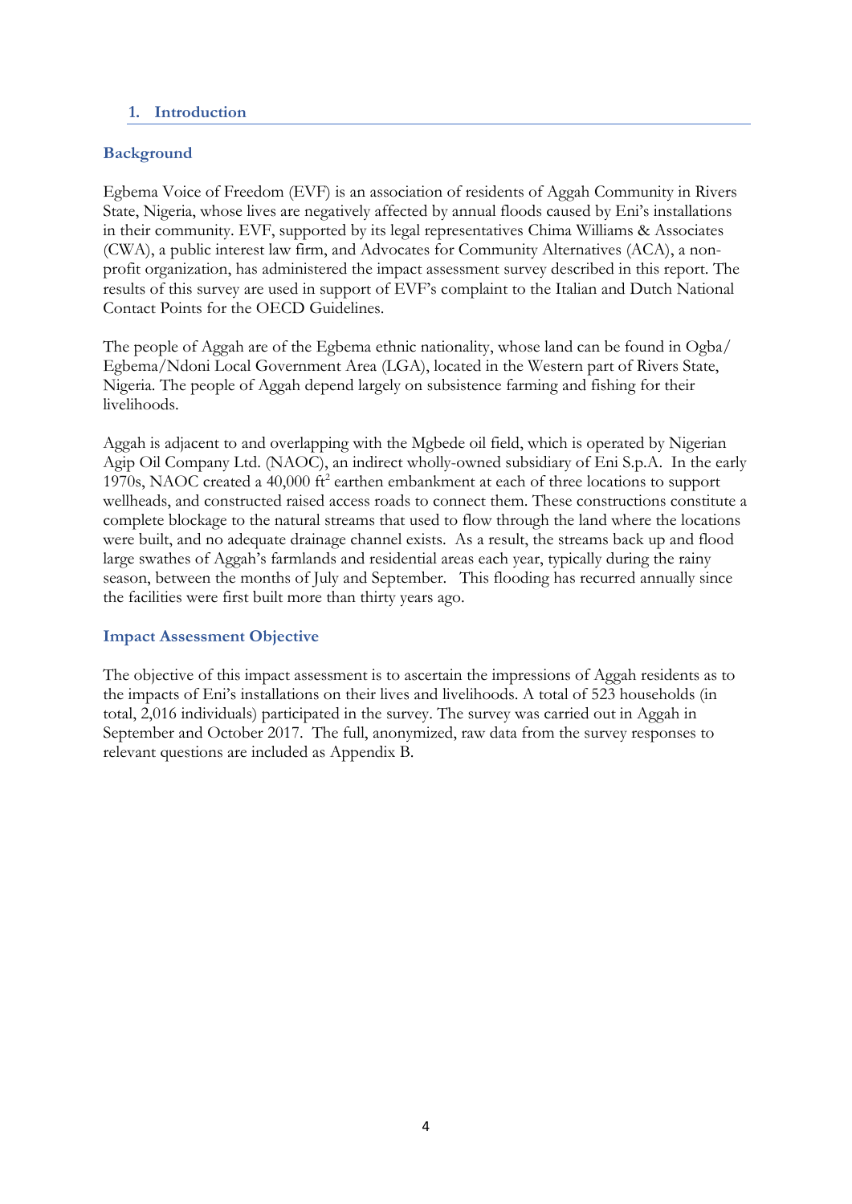## 1. Introduction

### Background

Egbema Voice of Freedom (EVF) is an association of residents of Aggah Community in Rivers State, Nigeria, whose lives are negatively affected by annual floods caused by Eni's installations in their community. EVF, supported by its legal representatives Chima Williams & Associates (CWA), a public interest law firm, and Advocates for Community Alternatives (ACA), a non-profit organization, has administered the impact assessment survey described in this report. The results of this survey are used in support of EVF's complaint to the Italian and Dutch National Contact Points for the OECD Guidelines.

The people of Aggah are of the Egbema ethnic nationality, whose land can be found in Ogba/Egbema/Ndoni Local Government Area (LGA), located in the Western part of Rivers State, Nigeria. The people of Aggah depend largely on subsistence farming and fishing for their livelihoods.

Aggah is adjacent to and overlapping with the Mgbede oil field, which is operated by Nigerian Agip Oil Company Ltd. (NAOC), an indirect wholly-owned subsidiary of Eni S.p.A. In the early 1970s, NAOC created a 40,000 $ft^2$ earthen embankment at each of three locations to support wellheads, and constructed raised access roads to connect them. These constructions constitute a complete blockage to the natural streams that used to flow through the land where the locations were built, and no adequate drainage channel exists. As a result, the streams back up and flood large swathes of Aggah's farmlands and residential areas each year, typically during the rainy season, between the months of July and September. This flooding has recurred annually since the facilities were first built more than thirty years ago.

### Impact Assessment Objective

The objective of this impact assessment is to ascertain the impressions of Aggah residents as to the impacts of Eni's installations on their lives and livelihoods. A total of 523 households (in total, 2,016 individuals) participated in the survey. The survey was carried out in Aggah in September and October 2017. The full, anonymized, raw data from the survey responses to relevant questions are included as Appendix B.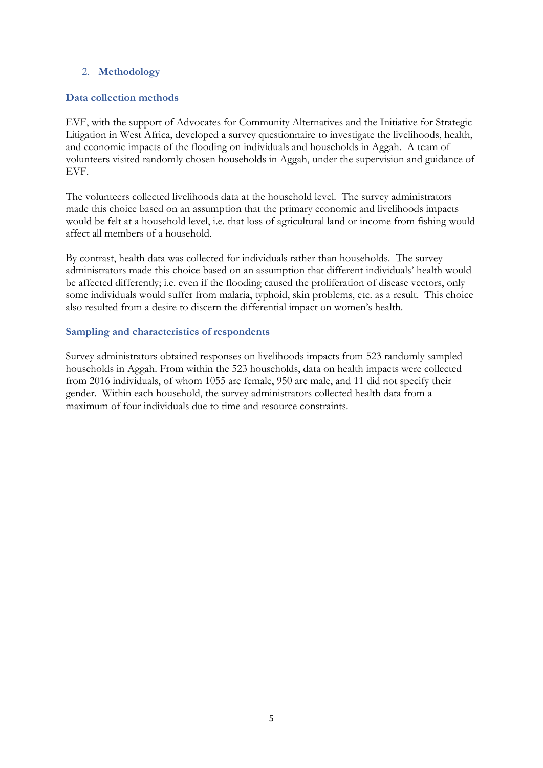## 2. Methodology

### Data collection methods

EVF, with the support of Advocates for Community Alternatives and the Initiative for Strategic Litigation in West Africa, developed a survey questionnaire to investigate the livelihoods, health, and economic impacts of the flooding on individuals and households in Aggah. A team of volunteers visited randomly chosen households in Aggah, under the supervision and guidance of EVF.

The volunteers collected livelihoods data at the household level. The survey administrators made this choice based on an assumption that the primary economic and livelihoods impacts would be felt at a household level, i.e. that loss of agricultural land or income from fishing would affect all members of a household.

By contrast, health data was collected for individuals rather than households. The survey administrators made this choice based on an assumption that different individuals' health would be affected differently; i.e. even if the flooding caused the proliferation of disease vectors, only some individuals would suffer from malaria, typhoid, skin problems, etc. as a result. This choice also resulted from a desire to discern the differential impact on women's health.

### Sampling and characteristics of respondents

Survey administrators obtained responses on livelihoods impacts from 523 randomly sampled households in Aggah. From within the 523 households, data on health impacts were collected from 2016 individuals, of whom 1055 are female, 950 are male, and 11 did not specify their gender. Within each household, the survey administrators collected health data from a maximum of four individuals due to time and resource constraints.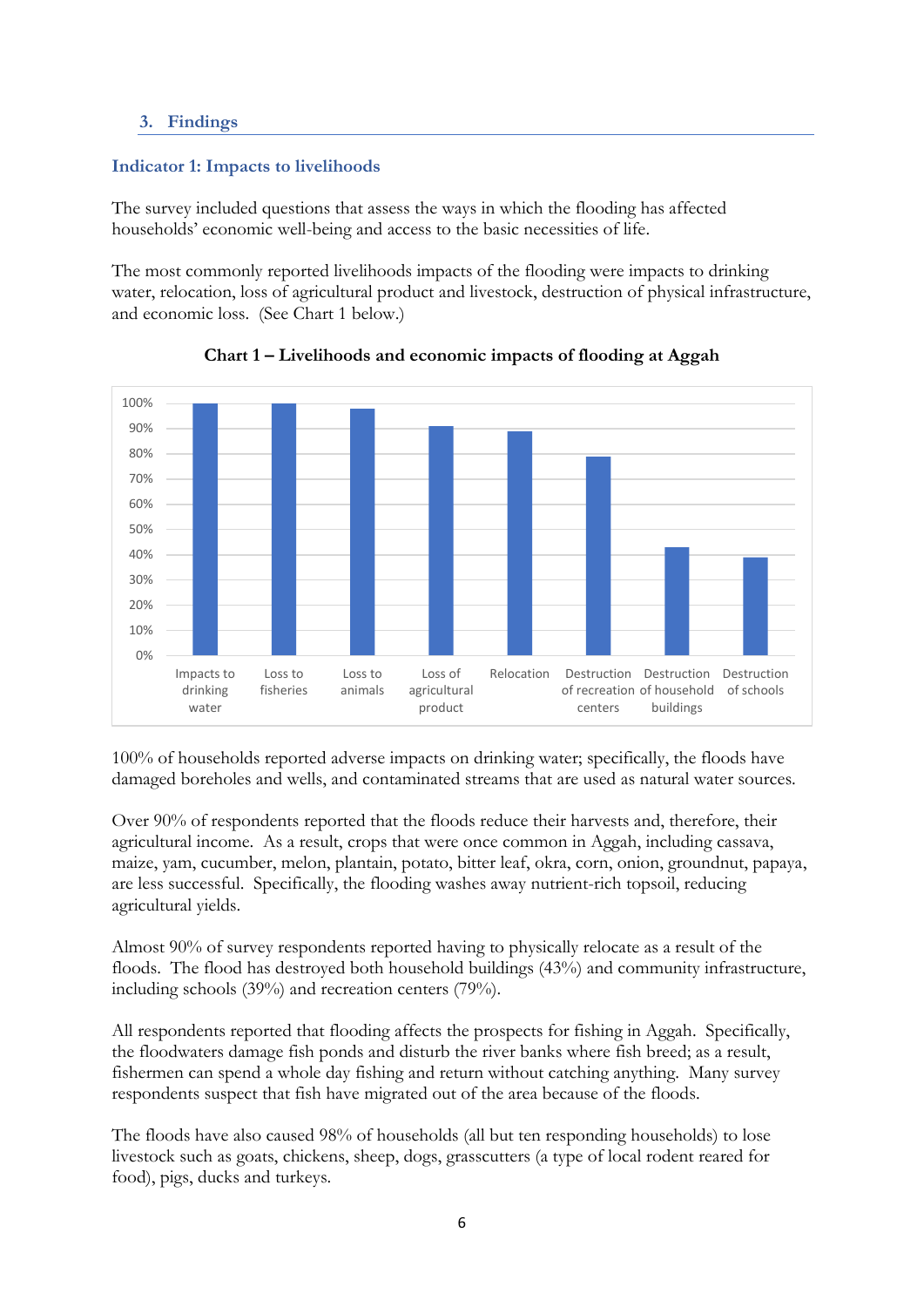## 3. Findings

### Indicator 1: Impacts to livelihoods

The survey included questions that assess the ways in which the flooding has affected households' economic well-being and access to the basic necessities of life.

The most commonly reported livelihoods impacts of the flooding were impacts to drinking water, relocation, loss of agricultural product and livestock, destruction of physical infrastructure, and economic loss. (See Chart 1 below.)

**Chart 1 – Livelihoods and economic impacts of flooding at Aggah**

| Impact | Percentage |
|---|---|
| Impacts to drinking water | 100% |
| Loss to fisheries | 100% |
| Loss to animals | 98% |
| Loss of agricultural product | 91% |
| Relocation | 89% |
| Destruction of recreation centers | 79% |
| Destruction of household buildings | 43% |
| Destruction of schools | 39% |

100% of households reported adverse impacts on drinking water; specifically, the floods have damaged boreholes and wells, and contaminated streams that are used as natural water sources.

Over 90% of respondents reported that the floods reduce their harvests and, therefore, their agricultural income. As a result, crops that were once common in Aggah, including cassava, maize, yam, cucumber, melon, plantain, potato, bitter leaf, okra, corn, onion, groundnut, papaya, are less successful. Specifically, the flooding washes away nutrient-rich topsoil, reducing agricultural yields.

Almost 90% of survey respondents reported having to physically relocate as a result of the floods. The flood has destroyed both household buildings (43%) and community infrastructure, including schools (39%) and recreation centers (79%).

All respondents reported that flooding affects the prospects for fishing in Aggah. Specifically, the floodwaters damage fish ponds and disturb the river banks where fish breed; as a result, fishermen can spend a whole day fishing and return without catching anything. Many survey respondents suspect that fish have migrated out of the area because of the floods.

The floods have also caused 98% of households (all but ten responding households) to lose livestock such as goats, chickens, sheep, dogs, grasscutters (a type of local rodent reared for food), pigs, ducks and turkeys.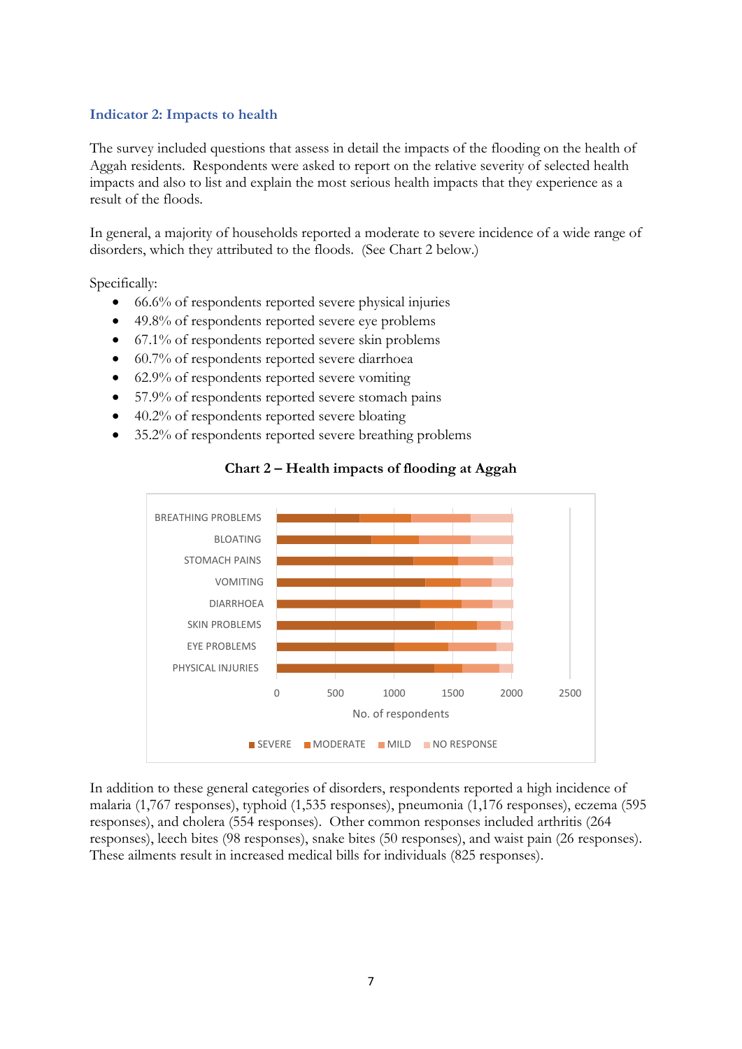### Indicator 2: Impacts to health

The survey included questions that assess in detail the impacts of the flooding on the health of Aggah residents. Respondents were asked to report on the relative severity of selected health impacts and also to list and explain the most serious health impacts that they experience as a result of the floods.

In general, a majority of households reported a moderate to severe incidence of a wide range of disorders, which they attributed to the floods. (See Chart 2 below.)

Specifically:

- 66.6% of respondents reported severe physical injuries
- 49.8% of respondents reported severe eye problems
- 67.1% of respondents reported severe skin problems
- 60.7% of respondents reported severe diarrhoea
- 62.9% of respondents reported severe vomiting
- 57.9% of respondents reported severe stomach pains
- 40.2% of respondents reported severe bloating
- 35.2% of respondents reported severe breathing problems

**Chart 2 – Health impacts of flooding at Aggah**

In addition to these general categories of disorders, respondents reported a high incidence of malaria (1,767 responses), typhoid (1,535 responses), pneumonia (1,176 responses), eczema (595 responses), and cholera (554 responses). Other common responses included arthritis (264 responses), leech bites (98 responses), snake bites (50 responses), and waist pain (26 responses). These ailments result in increased medical bills for individuals (825 responses).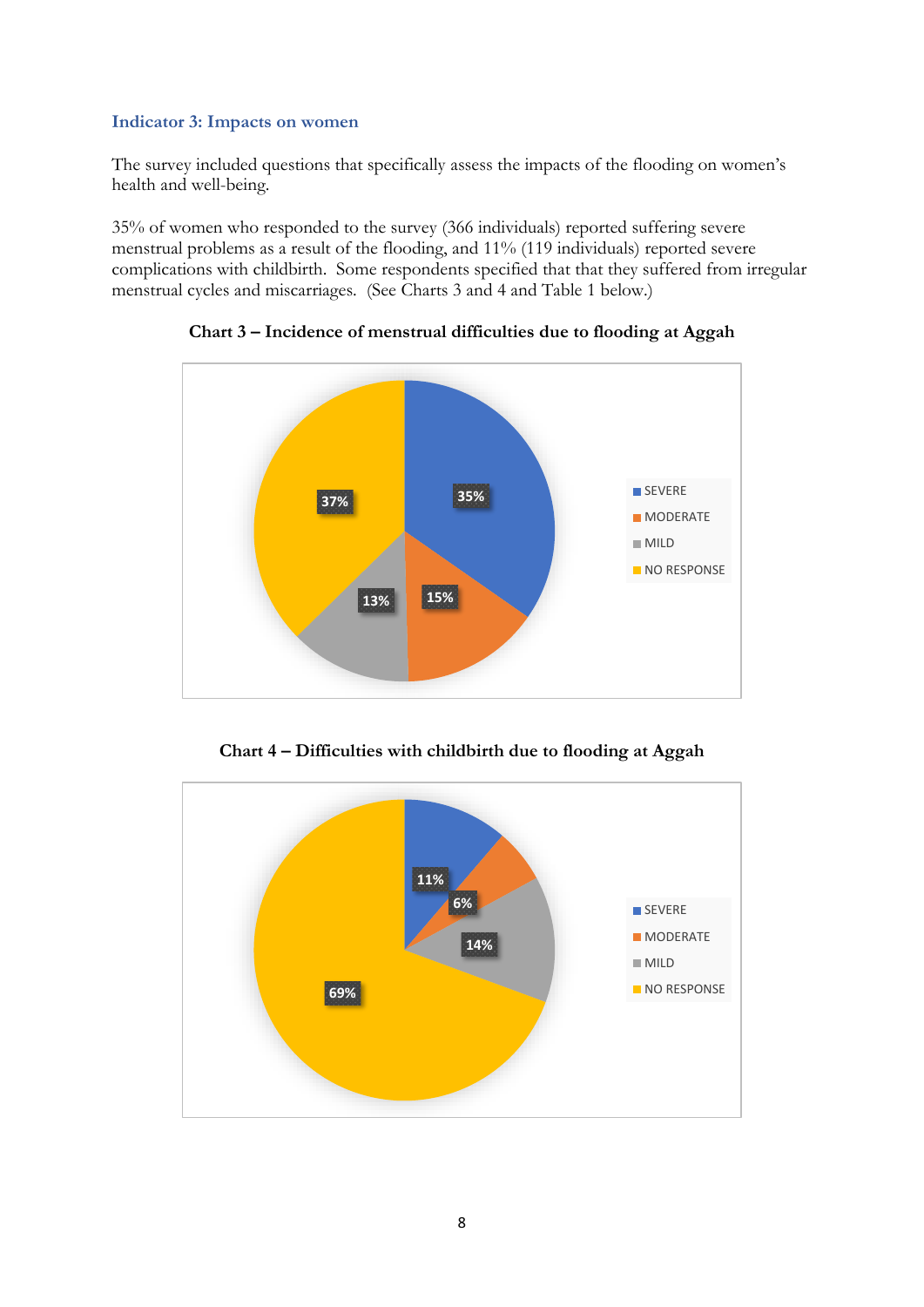### Indicator 3: Impacts on women

The survey included questions that specifically assess the impacts of the flooding on women's health and well-being.

35% of women who responded to the survey (366 individuals) reported suffering severe menstrual problems as a result of the flooding, and 11% (119 individuals) reported severe complications with childbirth. Some respondents specified that that they suffered from irregular menstrual cycles and miscarriages. (See Charts 3 and 4 and Table 1 below.)

**Chart 3 – Incidence of menstrual difficulties due to flooding at Aggah**

| Category | Percentage |
|---|---|
| SEVERE | 35% |
| MODERATE | 15% |
| MILD | 13% |
| NO RESPONSE | 37% |

**Chart 4 – Difficulties with childbirth due to flooding at Aggah**

| Category | Percentage |
|---|---|
| SEVERE | 11% |
| MODERATE | 6% |
| MILD | 14% |
| NO RESPONSE | 69% |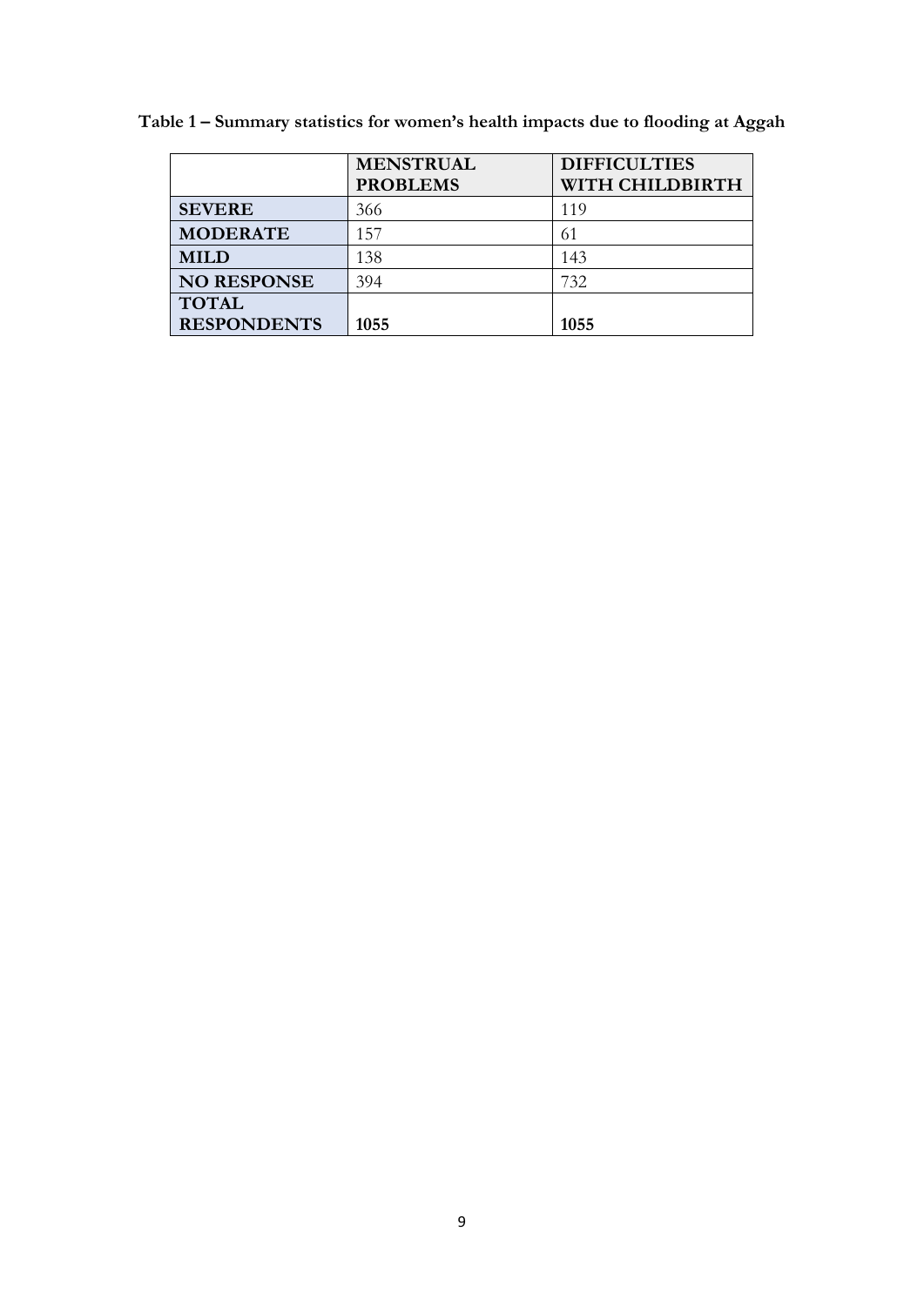**Table 1 – Summary statistics for women's health impacts due to flooding at Aggah**

| | MENSTRUAL PROBLEMS | DIFFICULTIES WITH CHILDBIRTH |
|---|---|---|
| **SEVERE** | 366 | 119 |
| **MODERATE** | 157 | 61 |
| **MILD** | 138 | 143 |
| **NO RESPONSE** | 394 | 732 |
| **TOTAL RESPONDENTS** | **1055** | **1055** |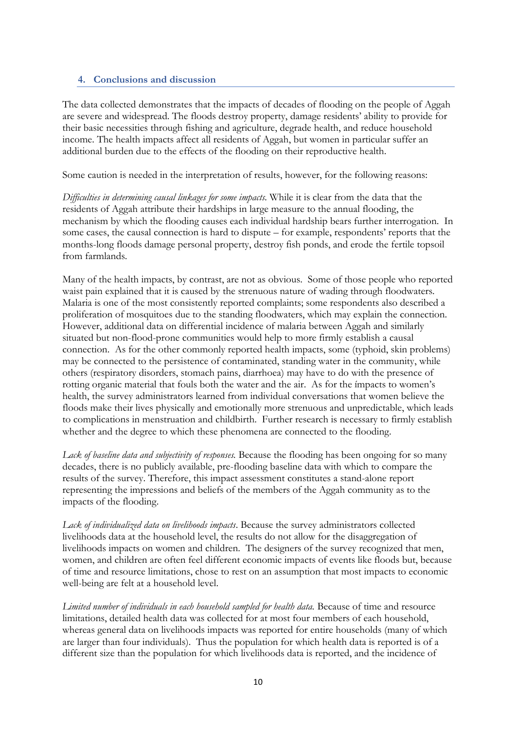## 4. Conclusions and discussion

The data collected demonstrates that the impacts of decades of flooding on the people of Aggah are severe and widespread. The floods destroy property, damage residents' ability to provide for their basic necessities through fishing and agriculture, degrade health, and reduce household income. The health impacts affect all residents of Aggah, but women in particular suffer an additional burden due to the effects of the flooding on their reproductive health.

Some caution is needed in the interpretation of results, however, for the following reasons:

*Difficulties in determining causal linkages for some impacts.* While it is clear from the data that the residents of Aggah attribute their hardships in large measure to the annual flooding, the mechanism by which the flooding causes each individual hardship bears further interrogation. In some cases, the causal connection is hard to dispute – for example, respondents' reports that the months-long floods damage personal property, destroy fish ponds, and erode the fertile topsoil from farmlands.

Many of the health impacts, by contrast, are not as obvious. Some of those people who reported waist pain explained that it is caused by the strenuous nature of wading through floodwaters. Malaria is one of the most consistently reported complaints; some respondents also described a proliferation of mosquitoes due to the standing floodwaters, which may explain the connection. However, additional data on differential incidence of malaria between Aggah and similarly situated but non-flood-prone communities would help to more firmly establish a causal connection. As for the other commonly reported health impacts, some (typhoid, skin problems) may be connected to the persistence of contaminated, standing water in the community, while others (respiratory disorders, stomach pains, diarrhoea) may have to do with the presence of rotting organic material that fouls both the water and the air. As for the ímpacts to women's health, the survey administrators learned from individual conversations that women believe the floods make their lives physically and emotionally more strenuous and unpredictable, which leads to complications in menstruation and childbirth. Further research is necessary to firmly establish whether and the degree to which these phenomena are connected to the flooding.

*Lack of baseline data and subjectivity of responses.* Because the flooding has been ongoing for so many decades, there is no publicly available, pre-flooding baseline data with which to compare the results of the survey. Therefore, this impact assessment constitutes a stand-alone report representing the impressions and beliefs of the members of the Aggah community as to the impacts of the flooding.

*Lack of individualized data on livelihoods impacts*. Because the survey administrators collected livelihoods data at the household level, the results do not allow for the disaggregation of livelihoods impacts on women and children. The designers of the survey recognized that men, women, and children are often feel different economic impacts of events like floods but, because of time and resource limitations, chose to rest on an assumption that most impacts to economic well-being are felt at a household level.

*Limited number of individuals in each household sampled for health data.* Because of time and resource limitations, detailed health data was collected for at most four members of each household, whereas general data on livelihoods impacts was reported for entire households (many of which are larger than four individuals). Thus the population for which health data is reported is of a different size than the population for which livelihoods data is reported, and the incidence of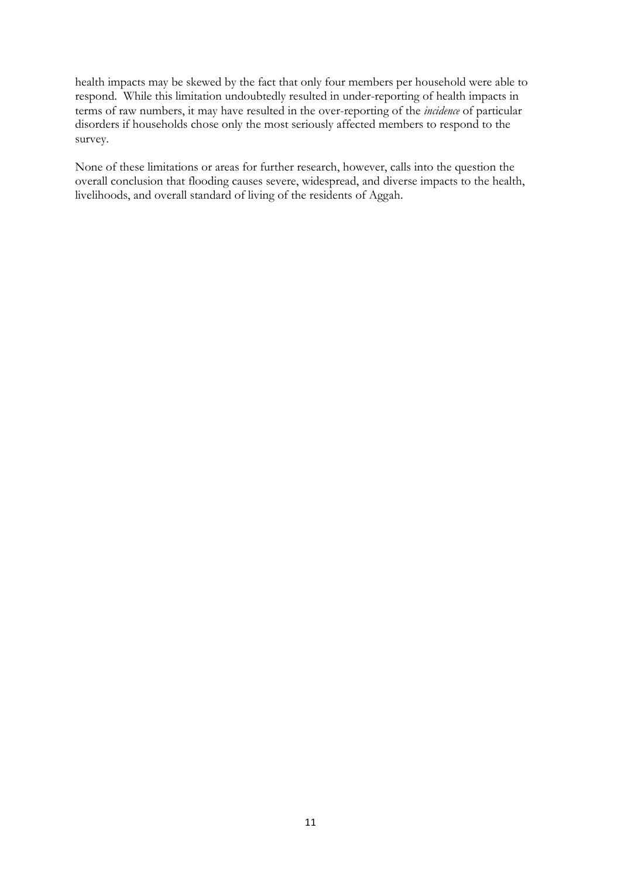health impacts may be skewed by the fact that only four members per household were able to respond. While this limitation undoubtedly resulted in under-reporting of health impacts in terms of raw numbers, it may have resulted in the over-reporting of the *incidence* of particular disorders if households chose only the most seriously affected members to respond to the survey.

None of these limitations or areas for further research, however, calls into the question the overall conclusion that flooding causes severe, widespread, and diverse impacts to the health, livelihoods, and overall standard of living of the residents of Aggah.